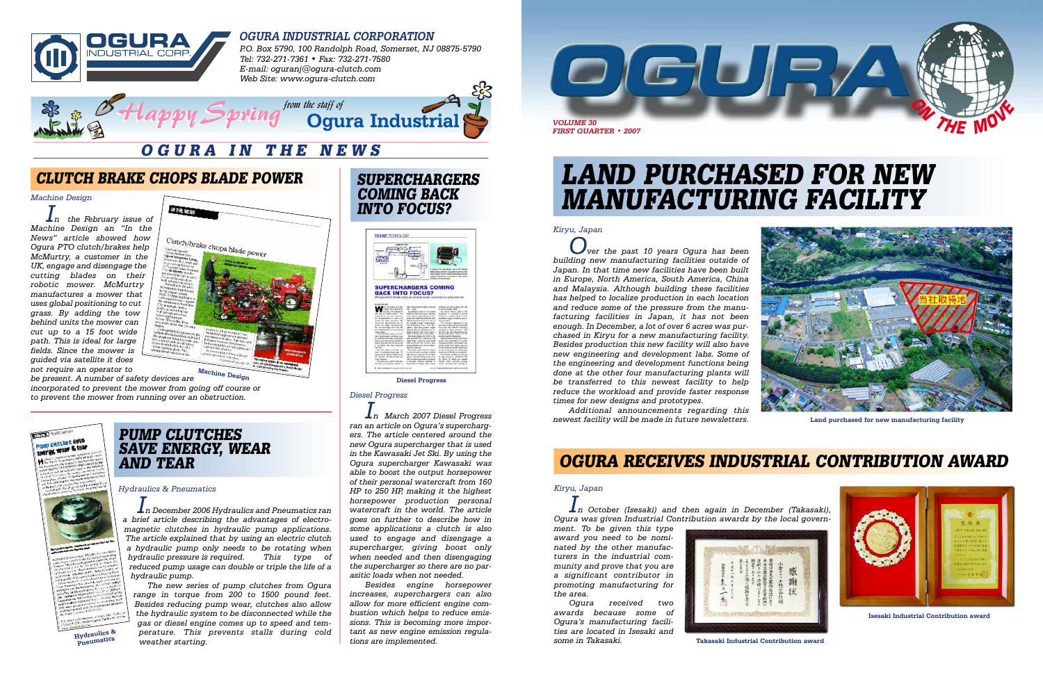# OGURA INDUSTRIAL CORPORATION

*P.O. Box 5790, 100 Randolph Road, Somerset, NJ 08875-5790*
*Tel: 732-271-7361 • Fax: 732-271-7580*
*E-mail: oguranj@ogura-clutch.com*
*Web Site: www.ogura-clutch.com*

**Happy Spring** from the staff of **Ogura Industrial**

## OGURA IN THE NEWS

### CLUTCH BRAKE CHOPS BLADE POWER

*Machine Design*

*In the February issue of Machine Design an "In the News" article showed how Ogura PTO clutch/brakes help McMurtry, a customer in the UK, engage and disengage the cutting blades on their robotic mower. McMurtry manufactures a mower that uses global positioning to cut grass. By adding the tow behind units the mower can cut up to a 15 foot wide path. This is ideal for large fields. Since the mower is guided via satellite it does not require an operator to be present. A number of safety devices are incorporated to prevent the mower from going off course or to prevent the mower from running over an obstruction.*

Machine Design

### SUPERCHARGERS COMING BACK INTO FOCUS?

Diesel Progress

*Diesel Progress*

*In March 2007 Diesel Progress ran an article on Ogura's superchargers. The article centered around the new Ogura supercharger that is used in the Kawasaki Jet Ski. By using the Ogura supercharger Kawasaki was able to boost the output horsepower of their personal watercraft from 160 HP to 250 HP, making it the highest horsepower production personal watercraft in the world. The article goes on further to describe how in some applications a clutch is also used to engage and disengage a supercharger, giving boost only when needed and then disengaging the supercharger so there are no parasitic loads when not needed.*

*Besides engine horsepower increases, superchargers can also allow for more efficient engine combustion which helps to reduce emissions. This is becoming more important as new engine emission regulations are implemented.*

### PUMP CLUTCHES SAVE ENERGY, WEAR AND TEAR

*Hydraulics & Pneumatics*

*In December 2006 Hydraulics and Pneumatics ran a brief article describing the advantages of electromagnetic clutches in hydraulic pump applications. The article explained that by using an electric clutch a hydraulic pump only needs to be rotating when hydraulic pressure is required. This type of reduced pump usage can double or triple the life of a hydraulic pump.*

*The new series of pump clutches from Ogura range in torque from 200 to 1500 pound feet. Besides reducing pump wear, clutches also allow the hydraulic system to be disconnected while the gas or diesel engine comes up to speed and temperature. This prevents stalls during cold weather starting.*

Hydraulics & Pneumatics

# OGURA ON THE MOVE

*VOLUME 30*
*FIRST QUARTER • 2007*

## LAND PURCHASED FOR NEW MANUFACTURING FACILITY

*Kiryu, Japan*

*Over the past 10 years Ogura has been building new manufacturing facilities outside of Japan. In that time new facilities have been built in Europe, North America, South America, China and Malaysia. Although building these facilities has helped to localize production in each location and reduce some of the pressure from the manufacturing facilities in Japan, it has not been enough. In December, a lot of over 6 acres was purchased in Kiryu for a new manufacturing facility. Besides production this new facility will also have new engineering and development labs. Some of the engineering and development functions being done at the other four manufacturing plants will be transferred to this newest facility to help reduce the workload and provide faster response times for new designs and prototypes.*

*Additional announcements regarding this newest facility will be made in future newsletters.*

当社取得地

**Land purchased for new manufacturing facility**

## OGURA RECEIVES INDUSTRIAL CONTRIBUTION AWARD

*Kiryu, Japan*

*In October (Isesaki) and then again in December (Takasaki), Ogura was given Industrial Contribution awards by the local government. To be given this type award you need to be nominated by the other manufacturers in the industrial community and prove that you are a significant contributor in promoting manufacturing for the area.*

*Ogura received two awards because some of Ogura's manufacturing facilities are located in Isesaki and some in Takasaki.*

**Takasaki Industrial Contribution award**

**Isesaki Industrial Contribution award**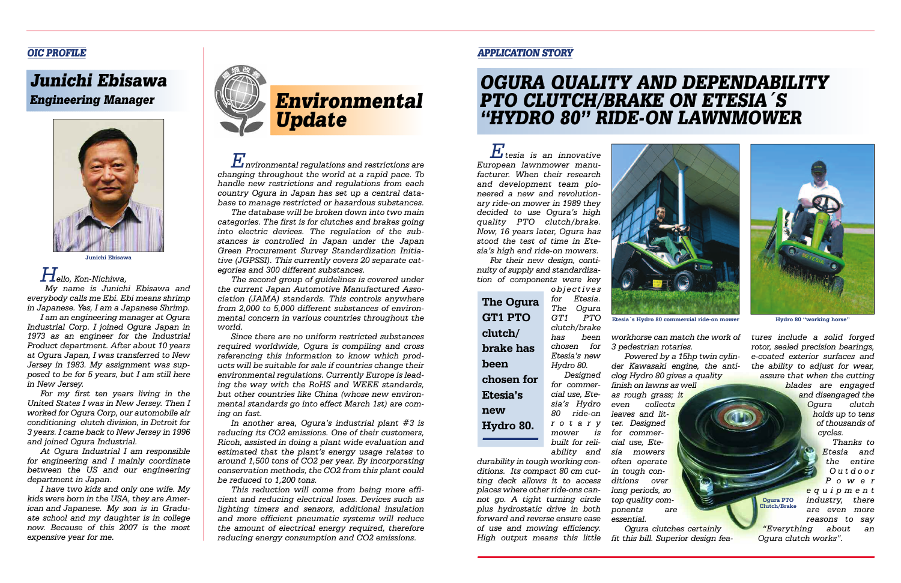## OIC PROFILE

# Junichi Ebisawa

### Engineering Manager

Junichi Ebisawa

*Hello, Kon-Nichiwa,*

*My name is Junichi Ebisawa and everybody calls me Ebi. Ebi means shrimp in Japanese. Yes, I am a Japanese Shrimp.*

*I am an engineering manager at Ogura Industrial Corp. I joined Ogura Japan in 1973 as an engineer for the Industrial Product department. After about 10 years at Ogura Japan, I was transferred to New Jersey in 1983. My assignment was supposed to be for 5 years, but I am still here in New Jersey.*

*For my first ten years living in the United States I was in New Jersey. Then I worked for Ogura Corp, our automobile air conditioning clutch division, in Detroit for 3 years. I came back to New Jersey in 1996 and joined Ogura Industrial.*

*At Ogura Industrial I am responsible for engineering and I mainly coordinate between the US and our engineering department in Japan.*

*I have two kids and only one wife. My kids were born in the USA, they are American and Japanese. My son is in Graduate school and my daughter is in college now. Because of this 2007 is the most expensive year for me.*

# Environmental Update

*Environmental regulations and restrictions are changing throughout the world at a rapid pace. To handle new restrictions and regulations from each country Ogura in Japan has set up a central database to manage restricted or hazardous substances.*

*The database will be broken down into two main categories. The first is for clutches and brakes going into electric devices. The regulation of the substances is controlled in Japan under the Japan Green Procurement Survey Standardization Initiative (JGPSSI). This currently covers 20 separate categories and 300 different substances.*

*The second group of guidelines is covered under the current Japan Automotive Manufactured Association (JAMA) standards. This controls anywhere from 2,000 to 5,000 different substances of environmental concern in various countries throughout the world.*

*Since there are no uniform restricted substances required worldwide, Ogura is compiling and cross referencing this information to know which products will be suitable for sale if countries change their environmental regulations. Currently Europe is leading the way with the RoHS and WEEE standards, but other countries like China (whose new environmental standards go into effect March 1st) are coming on fast.*

*In another area, Ogura's industrial plant #3 is reducing its $CO_2$ emissions. One of their customers, Ricoh, assisted in doing a plant wide evaluation and estimated that the plant's energy usage relates to around 1,500 tons of $CO_2$ per year. By incorporating conservation methods, the $CO_2$ from this plant could be reduced to 1,200 tons.*

*This reduction will come from being more efficient and reducing electrical loses. Devices such as lighting timers and sensors, additional insulation and more efficient pneumatic systems will reduce the amount of electrical energy required, therefore reducing energy consumption and $CO_2$ emissions.*

## APPLICATION STORY

# OGURA QUALITY AND DEPENDABILITY PTO CLUTCH/BRAKE ON ETESIA´S "HYDRO 80" RIDE-ON LAWNMOWER

*Etesia is an innovative European lawnmower manufacturer. When their research and development team pioneered a new and revolutionary ride-on mower in 1989 they decided to use Ogura's high quality PTO clutch/brake. Now, 16 years later, Ogura has stood the test of time in Etesia's high end ride-on mowers.*

*For their new design, continuity of supply and standardization of components were key objectives for Etesia. The Ogura GT1 PTO clutch/brake has been chosen for Etesia's new Hydro 80.*

**The Ogura GT1 PTO clutch/ brake has been chosen for Etesia's new Hydro 80.**

*Designed for commercial use, Etesia's Hydro 80 ride-on rotary mower is built for reliability and durability in tough working conditions. Its compact 80 cm cutting deck allows it to access places where other ride-ons cannot go. A tight turning circle plus hydrostatic drive in both forward and reverse ensure ease of use and mowing efficiency. High output means this little workhorse can match the work of 3 pedestrian rotaries.*

*Powered by a 15hp twin cylinder Kawasaki engine, the anti-clog Hydro 80 gives a quality finish on lawns as well as rough grass; it even collects leaves and litter. Designed for commercial use, Etesia mowers often operate in tough conditions over long periods, so top quality components are essential.*

*Ogura clutches certainly fit this bill. Superior design features include a solid forged rotor, sealed precision bearings, e-coated exterior surfaces and the ability to adjust for wear, assure that when the cutting blades are engaged and disengaged the Ogura clutch holds up to tens of thousands of cycles.*

*Thanks to Etesia and the entire Outdoor Power equipment industry, there are even more reasons to say "Everything about an Ogura clutch works".*

Etesia´s Hydro 80 commercial ride-on mower

Hydro 80 "working horse"

Ogura PTO Clutch/Brake